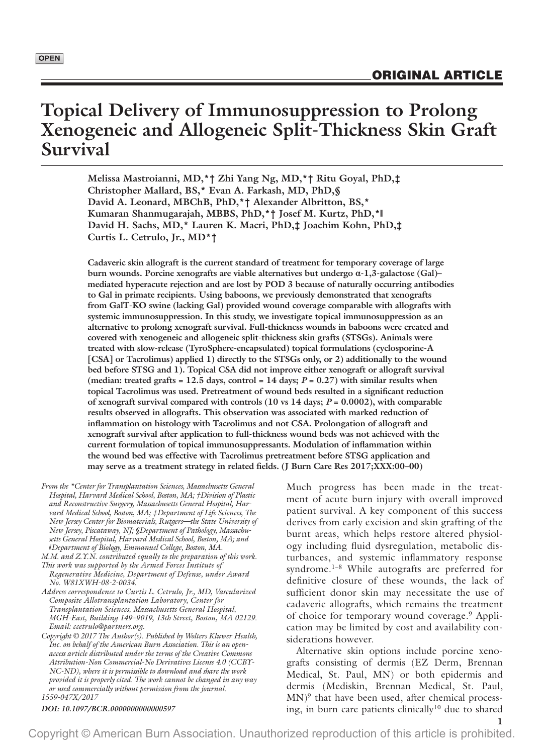OPEN

ORIGINAL ARTICLE

# Topical Delivery of Immunosuppression to Prolong Xenogeneic and Allogeneic Split-Thickness Skin Graft Survival

**Melissa Mastroianni, MD,*† Zhi Yang Ng, MD,*† Ritu Goyal, PhD,‡ Christopher Mallard, BS,* Evan A. Farkash, MD, PhD,§ David A. Leonard, MBChB, PhD,*† Alexander Albritton, BS,* Kumaran Shanmugarajah, MBBS, PhD,*† Josef M. Kurtz, PhD,*‖ David H. Sachs, MD,* Lauren K. Macri, PhD,‡ Joachim Kohn, PhD,‡ Curtis L. Cetrulo, Jr., MD*†**

**Cadaveric skin allograft is the current standard of treatment for temporary coverage of large burn wounds. Porcine xenografts are viable alternatives but undergo α-1,3-galactose (Gal)–mediated hyperacute rejection and are lost by POD 3 because of naturally occurring antibodies to Gal in primate recipients. Using baboons, we previously demonstrated that xenografts from GalT-KO swine (lacking Gal) provided wound coverage comparable with allografts with systemic immunosuppression. In this study, we investigate topical immunosuppression as an alternative to prolong xenograft survival. Full-thickness wounds in baboons were created and covered with xenogeneic and allogeneic split-thickness skin grafts (STSGs). Animals were treated with slow-release (TyroSphere-encapsulated) topical formulations (cyclosporine-A [CSA] or Tacrolimus) applied 1) directly to the STSGs only, or 2) additionally to the wound bed before STSG and 1). Topical CSA did not improve either xenograft or allograft survival (median: treated grafts = 12.5 days, control = 14 days; $P = 0.27$) with similar results when topical Tacrolimus was used. Pretreatment of wound beds resulted in a significant reduction of xenograft survival compared with controls (10 vs 14 days; $P = 0.0002$), with comparable results observed in allografts. This observation was associated with marked reduction of inflammation on histology with Tacrolimus and not CSA. Prolongation of allograft and xenograft survival after application to full-thickness wound beds was not achieved with the current formulation of topical immunosuppressants. Modulation of inflammation within the wound bed was effective with Tacrolimus pretreatment before STSG application and may serve as a treatment strategy in related fields. (J Burn Care Res 2017;XXX:00–00)**

*From the \*Center for Transplantation Sciences, Massachusetts General Hospital, Harvard Medical School, Boston, MA; †Division of Plastic and Reconstructive Surgery, Massachusetts General Hospital, Harvard Medical School, Boston, MA; ‡Department of Life Sciences, The New Jersey Center for Biomaterials, Rutgers—the State University of New Jersey, Piscataway, NJ; §Department of Pathology, Massachusetts General Hospital, Harvard Medical School, Boston, MA; and ‖Department of Biology, Emmanuel College, Boston, MA.*

*M.M. and Z.Y.N. contributed equally to the preparation of this work.*

*This work was supported by the Armed Forces Institute of Regenerative Medicine, Department of Defense, under Award No. W81XWH-08-2-0034.*

*Address correspondence to Curtis L. Cetrulo, Jr., MD, Vascularized Composite Allotransplantation Laboratory, Center for Transplantation Sciences, Massachusetts General Hospital, MGH-East, Building 149–9019, 13th Street, Boston, MA 02129. Email: ccetrulo@partners.org.*

*Copyright © 2017 The Author(s). Published by Wolters Kluwer Health, Inc. on behalf of the American Burn Association. This is an open-access article distributed under the terms of the Creative Commons Attribution-Non Commercial-No Derivatives License 4.0 (CCBY-NC-ND), where it is permissible to download and share the work provided it is properly cited. The work cannot be changed in any way or used commercially without permission from the journal.*

*1559-047X/2017*

***DOI: 10.1097/BCR.0000000000000597***

Much progress has been made in the treatment of acute burn injury with overall improved patient survival. A key component of this success derives from early excision and skin grafting of the burnt areas, which helps restore altered physiology including fluid dysregulation, metabolic disturbances, and systemic inflammatory response syndrome.[1–8] While autografts are preferred for definitive closure of these wounds, the lack of sufficient donor skin may necessitate the use of cadaveric allografts, which remains the treatment of choice for temporary wound coverage.[9] Application may be limited by cost and availability considerations however.

Alternative skin options include porcine xenografts consisting of dermis (EZ Derm, Brennan Medical, St. Paul, MN) or both epidermis and dermis (Mediskin, Brennan Medical, St. Paul, MN)[9] that have been used, after chemical processing, in burn care patients clinically[10] due to shared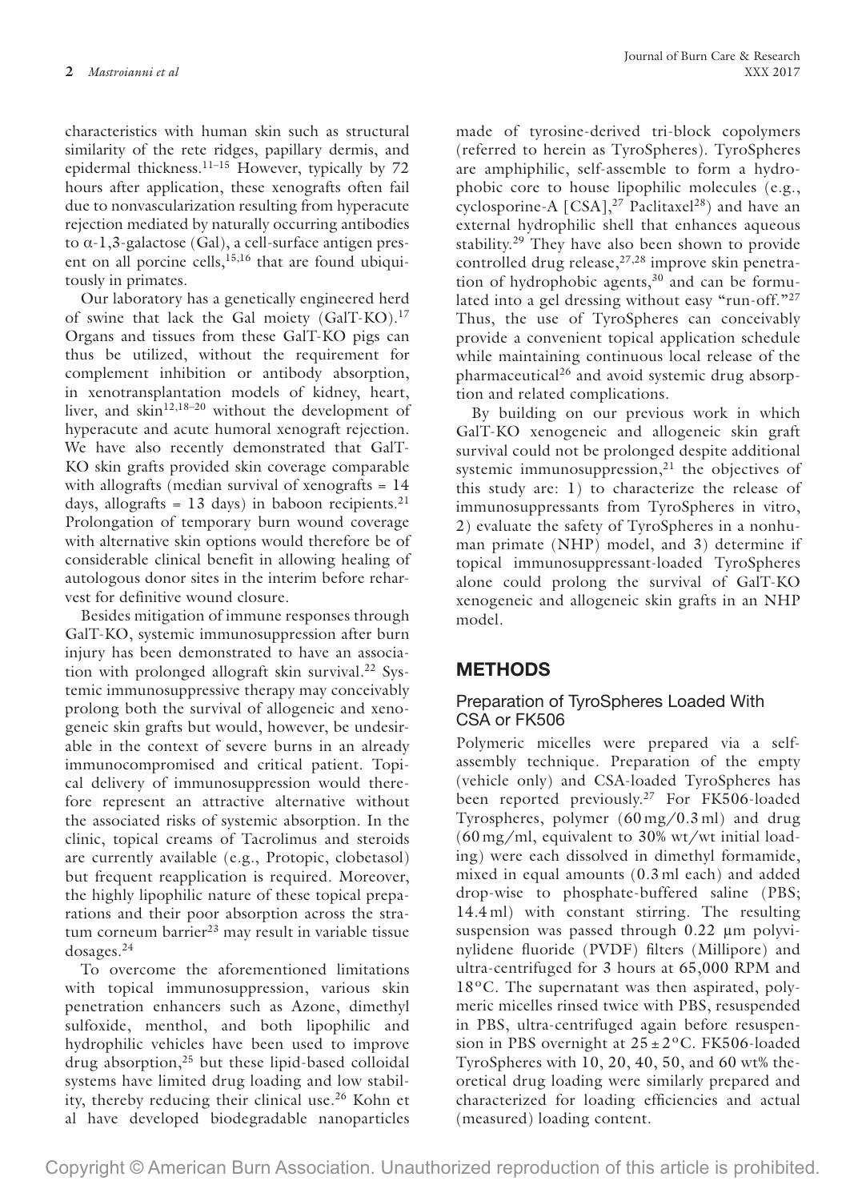characteristics with human skin such as structural similarity of the rete ridges, papillary dermis, and epidermal thickness.[11–15] However, typically by 72 hours after application, these xenografts often fail due to nonvascularization resulting from hyperacute rejection mediated by naturally occurring antibodies to α-1,3-galactose (Gal), a cell-surface antigen present on all porcine cells,[15,16] that are found ubiquitously in primates.

Our laboratory has a genetically engineered herd of swine that lack the Gal moiety (GalT-KO).[17] Organs and tissues from these GalT-KO pigs can thus be utilized, without the requirement for complement inhibition or antibody absorption, in xenotransplantation models of kidney, heart, liver, and skin[12,18–20] without the development of hyperacute and acute humoral xenograft rejection. We have also recently demonstrated that GalT-KO skin grafts provided skin coverage comparable with allografts (median survival of xenografts = 14 days, allografts = 13 days) in baboon recipients.[21] Prolongation of temporary burn wound coverage with alternative skin options would therefore be of considerable clinical benefit in allowing healing of autologous donor sites in the interim before reharvest for definitive wound closure.

Besides mitigation of immune responses through GalT-KO, systemic immunosuppression after burn injury has been demonstrated to have an association with prolonged allograft skin survival.[22] Systemic immunosuppressive therapy may conceivably prolong both the survival of allogeneic and xenogeneic skin grafts but would, however, be undesirable in the context of severe burns in an already immunocompromised and critical patient. Topical delivery of immunosuppression would therefore represent an attractive alternative without the associated risks of systemic absorption. In the clinic, topical creams of Tacrolimus and steroids are currently available (e.g., Protopic, clobetasol) but frequent reapplication is required. Moreover, the highly lipophilic nature of these topical preparations and their poor absorption across the stratum corneum barrier[23] may result in variable tissue dosages.[24]

To overcome the aforementioned limitations with topical immunosuppression, various skin penetration enhancers such as Azone, dimethyl sulfoxide, menthol, and both lipophilic and hydrophilic vehicles have been used to improve drug absorption,[25] but these lipid-based colloidal systems have limited drug loading and low stability, thereby reducing their clinical use.[26] Kohn et al have developed biodegradable nanoparticles made of tyrosine-derived tri-block copolymers (referred to herein as TyroSpheres). TyroSpheres are amphiphilic, self-assemble to form a hydrophobic core to house lipophilic molecules (e.g., cyclosporine-A [CSA],[27] Paclitaxel[28]) and have an external hydrophilic shell that enhances aqueous stability.[29] They have also been shown to provide controlled drug release,[27,28] improve skin penetration of hydrophobic agents,[30] and can be formulated into a gel dressing without easy "run-off."[27] Thus, the use of TyroSpheres can conceivably provide a convenient topical application schedule while maintaining continuous local release of the pharmaceutical[26] and avoid systemic drug absorption and related complications.

By building on our previous work in which GalT-KO xenogeneic and allogeneic skin graft survival could not be prolonged despite additional systemic immunosuppression,[21] the objectives of this study are: 1) to characterize the release of immunosuppressants from TyroSpheres in vitro, 2) evaluate the safety of TyroSpheres in a nonhuman primate (NHP) model, and 3) determine if topical immunosuppressant-loaded TyroSpheres alone could prolong the survival of GalT-KO xenogeneic and allogeneic skin grafts in an NHP model.

## METHODS

### Preparation of TyroSpheres Loaded With CSA or FK506

Polymeric micelles were prepared via a self-assembly technique. Preparation of the empty (vehicle only) and CSA-loaded TyroSpheres has been reported previously.[27] For FK506-loaded Tyrospheres, polymer (60 mg/0.3 ml) and drug (60 mg/ml, equivalent to 30% wt/wt initial loading) were each dissolved in dimethyl formamide, mixed in equal amounts (0.3 ml each) and added drop-wise to phosphate-buffered saline (PBS; 14.4 ml) with constant stirring. The resulting suspension was passed through 0.22 μm polyvinylidene fluoride (PVDF) filters (Millipore) and ultra-centrifuged for 3 hours at 65,000 RPM and 18°C. The supernatant was then aspirated, polymeric micelles rinsed twice with PBS, resuspended in PBS, ultra-centrifuged again before resuspension in PBS overnight at 25 ± 2°C. FK506-loaded TyroSpheres with 10, 20, 40, 50, and 60 wt% theoretical drug loading were similarly prepared and characterized for loading efficiencies and actual (measured) loading content.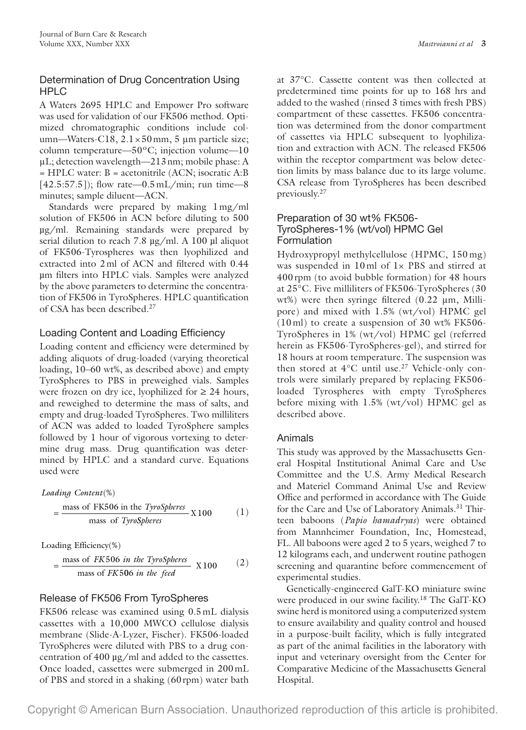## Determination of Drug Concentration Using HPLC

A Waters 2695 HPLC and Empower Pro software was used for validation of our FK506 method. Optimized chromatographic conditions include column—Waters-C18, 2.1 × 50 mm, 5 µm particle size; column temperature—50°C; injection volume—10 µL; detection wavelength—213 nm; mobile phase: A = HPLC water: B = acetonitrile (ACN; isocratic A:B [42.5:57.5]); flow rate—0.5 mL/min; run time—8 minutes; sample diluent—ACN.

Standards were prepared by making 1 mg/ml solution of FK506 in ACN before diluting to 500 µg/ml. Remaining standards were prepared by serial dilution to reach 7.8 µg/ml. A 100 µl aliquot of FK506-Tyrospheres was then lyophilized and extracted into 2 ml of ACN and filtered with 0.44 µm filters into HPLC vials. Samples were analyzed by the above parameters to determine the concentration of FK506 in TyroSpheres. HPLC quantification of CSA has been described.[27]

## Loading Content and Loading Efficiency

Loading content and efficiency were determined by adding aliquots of drug-loaded (varying theoretical loading, 10–60 wt%, as described above) and empty TyroSpheres to PBS in preweighed vials. Samples were frozen on dry ice, lyophilized for ≥ 24 hours, and reweighed to determine the mass of salts, and empty and drug-loaded TyroSpheres. Two milliliters of ACN was added to loaded TyroSphere samples followed by 1 hour of vigorous vortexing to determine drug mass. Drug quantification was determined by HPLC and a standard curve. Equations used were

$$\textit{Loading Content}(\%) = \frac{\text{mass of FK506 in the } \textit{TyroSpheres}}{\text{mass of } \textit{TyroSpheres}} \text{X}100 \quad (1)$$

$$\text{Loading Efficiency}(\%) = \frac{\text{mass of } \textit{FK506 in the TyroSpheres}}{\text{mass of } \textit{FK506 in the feed}} \text{ X}100 \quad (2)$$

## Release of FK506 From TyroSpheres

FK506 release was examined using 0.5 mL dialysis cassettes with a 10,000 MWCO cellulose dialysis membrane (Slide-A-Lyzer, Fischer). FK506-loaded TyroSpheres were diluted with PBS to a drug concentration of 400 µg/ml and added to the cassettes. Once loaded, cassettes were submerged in 200 mL of PBS and stored in a shaking (60 rpm) water bath at 37°C. Cassette content was then collected at predetermined time points for up to 168 hrs and added to the washed (rinsed 3 times with fresh PBS) compartment of these cassettes. FK506 concentration was determined from the donor compartment of cassettes via HPLC subsequent to lyophilization and extraction with ACN. The released FK506 within the receptor compartment was below detection limits by mass balance due to its large volume. CSA release from TyroSpheres has been described previously.[27]

## Preparation of 30 wt% FK506-TyroSpheres-1% (wt/vol) HPMC Gel Formulation

Hydroxypropyl methylcellulose (HPMC, 150 mg) was suspended in 10 ml of 1× PBS and stirred at 400 rpm (to avoid bubble formation) for 48 hours at 25°C. Five milliliters of FK506-TyroSpheres (30 wt%) were then syringe filtered (0.22 µm, Millipore) and mixed with 1.5% (wt/vol) HPMC gel (10 ml) to create a suspension of 30 wt% FK506-TyroSpheres in 1% (wt/vol) HPMC gel (referred herein as FK506-TyroSpheres-gel), and stirred for 18 hours at room temperature. The suspension was then stored at 4°C until use.[27] Vehicle-only controls were similarly prepared by replacing FK506-loaded Tyrospheres with empty TyroSpheres before mixing with 1.5% (wt/vol) HPMC gel as described above.

## Animals

This study was approved by the Massachusetts General Hospital Institutional Animal Care and Use Committee and the U.S. Army Medical Research and Materiel Command Animal Use and Review Office and performed in accordance with The Guide for the Care and Use of Laboratory Animals.[31] Thirteen baboons (*Papio hamadryas*) were obtained from Mannheimer Foundation, Inc, Homestead, FL. All baboons were aged 2 to 5 years, weighed 7 to 12 kilograms each, and underwent routine pathogen screening and quarantine before commencement of experimental studies.

Genetically-engineered GalT-KO miniature swine were produced in our swine facility.[18] The GalT-KO swine herd is monitored using a computerized system to ensure availability and quality control and housed in a purpose-built facility, which is fully integrated as part of the animal facilities in the laboratory with input and veterinary oversight from the Center for Comparative Medicine of the Massachusetts General Hospital.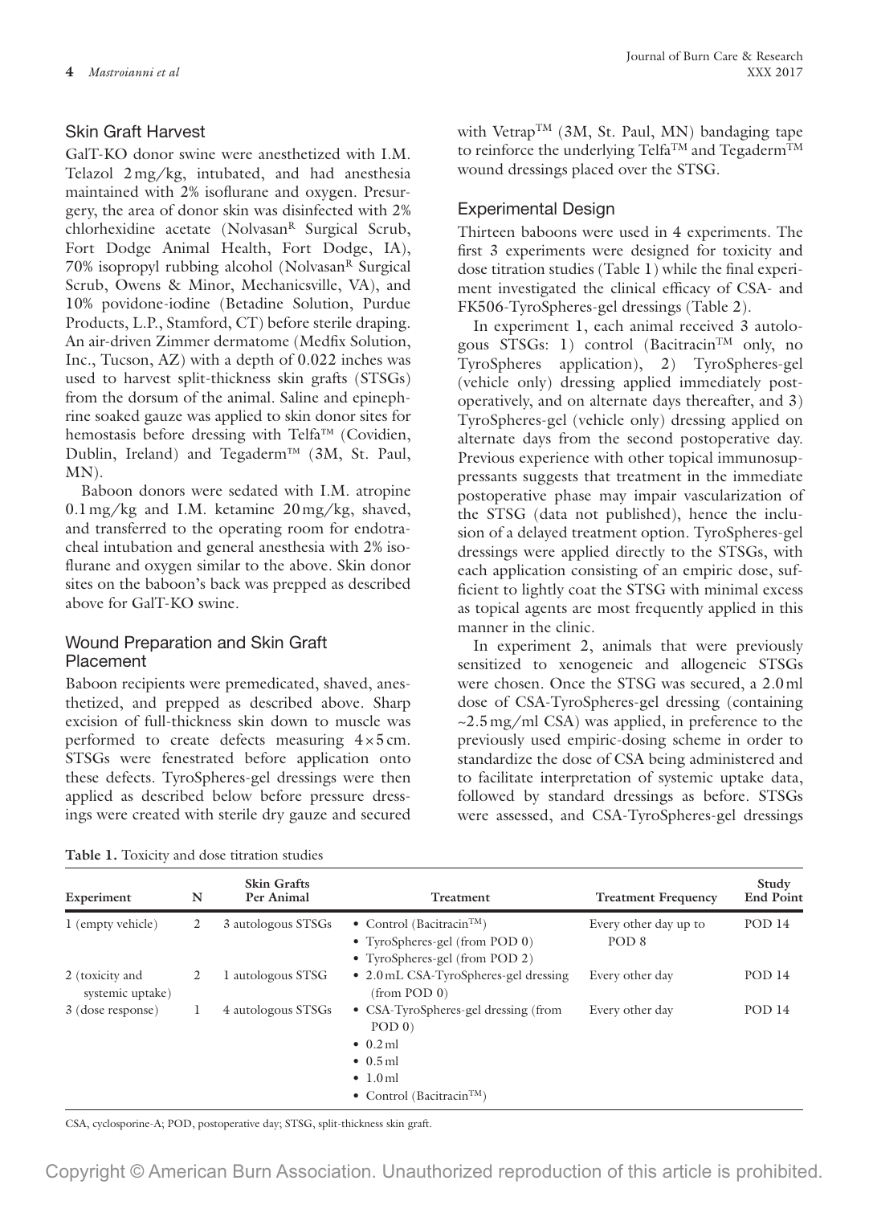## Skin Graft Harvest

GalT-KO donor swine were anesthetized with I.M. Telazol 2 mg/kg, intubated, and had anesthesia maintained with 2% isoflurane and oxygen. Presurgery, the area of donor skin was disinfected with 2% chlorhexidine acetate (Nolvasan[R] Surgical Scrub, Fort Dodge Animal Health, Fort Dodge, IA), 70% isopropyl rubbing alcohol (Nolvasan[R] Surgical Scrub, Owens & Minor, Mechanicsville, VA), and 10% povidone-iodine (Betadine Solution, Purdue Products, L.P., Stamford, CT) before sterile draping. An air-driven Zimmer dermatome (Medfix Solution, Inc., Tucson, AZ) with a depth of 0.022 inches was used to harvest split-thickness skin grafts (STSGs) from the dorsum of the animal. Saline and epinephrine soaked gauze was applied to skin donor sites for hemostasis before dressing with Telfa™ (Covidien, Dublin, Ireland) and Tegaderm™ (3M, St. Paul, MN).

Baboon donors were sedated with I.M. atropine 0.1 mg/kg and I.M. ketamine 20 mg/kg, shaved, and transferred to the operating room for endotracheal intubation and general anesthesia with 2% isoflurane and oxygen similar to the above. Skin donor sites on the baboon's back was prepped as described above for GalT-KO swine.

## Wound Preparation and Skin Graft Placement

Baboon recipients were premedicated, shaved, anesthetized, and prepped as described above. Sharp excision of full-thickness skin down to muscle was performed to create defects measuring 4 × 5 cm. STSGs were fenestrated before application onto these defects. TyroSpheres-gel dressings were then applied as described below before pressure dressings were created with sterile dry gauze and secured with Vetrap™ (3M, St. Paul, MN) bandaging tape to reinforce the underlying Telfa™ and Tegaderm™ wound dressings placed over the STSG.

## Experimental Design

Thirteen baboons were used in 4 experiments. The first 3 experiments were designed for toxicity and dose titration studies (Table 1) while the final experiment investigated the clinical efficacy of CSA- and FK506-TyroSpheres-gel dressings (Table 2).

In experiment 1, each animal received 3 autologous STSGs: 1) control (Bacitracin™ only, no TyroSpheres application), 2) TyroSpheres-gel (vehicle only) dressing applied immediately postoperatively, and on alternate days thereafter, and 3) TyroSpheres-gel (vehicle only) dressing applied on alternate days from the second postoperative day. Previous experience with other topical immunosuppressants suggests that treatment in the immediate postoperative phase may impair vascularization of the STSG (data not published), hence the inclusion of a delayed treatment option. TyroSpheres-gel dressings were applied directly to the STSGs, with each application consisting of an empiric dose, sufficient to lightly coat the STSG with minimal excess as topical agents are most frequently applied in this manner in the clinic.

In experiment 2, animals that were previously sensitized to xenogeneic and allogeneic STSGs were chosen. Once the STSG was secured, a 2.0 ml dose of CSA-TyroSpheres-gel dressing (containing ~2.5 mg/ml CSA) was applied, in preference to the previously used empiric-dosing scheme in order to standardize the dose of CSA being administered and to facilitate interpretation of systemic uptake data, followed by standard dressings as before. STSGs were assessed, and CSA-TyroSpheres-gel dressings

**Table 1.** Toxicity and dose titration studies

| Experiment | N | Skin Grafts Per Animal | Treatment | Treatment Frequency | Study End Point |
|---|---|---|---|---|---|
| 1 (empty vehicle) | 2 | 3 autologous STSGs | • Control (Bacitracin™)<br>• TyroSpheres-gel (from POD 0)<br>• TyroSpheres-gel (from POD 2) | Every other day up to POD 8 | POD 14 |
| 2 (toxicity and systemic uptake) | 2 | 1 autologous STSG | • 2.0 mL CSA-TyroSpheres-gel dressing (from POD 0) | Every other day | POD 14 |
| 3 (dose response) | 1 | 4 autologous STSGs | • CSA-TyroSpheres-gel dressing (from POD 0)<br>• 0.2 ml<br>• 0.5 ml<br>• 1.0 ml<br>• Control (Bacitracin™) | Every other day | POD 14 |

CSA, cyclosporine-A; POD, postoperative day; STSG, split-thickness skin graft.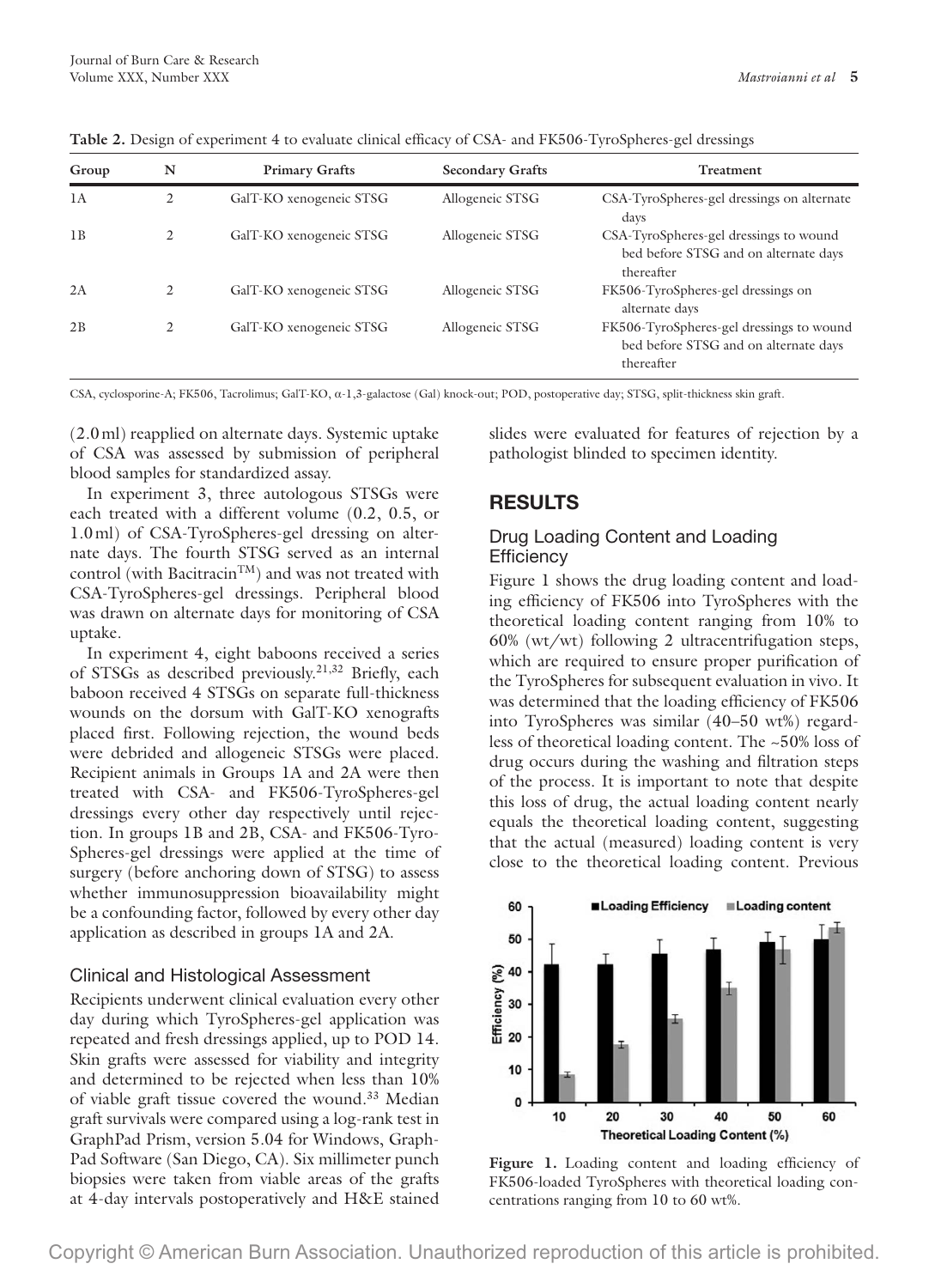**Table 2.** Design of experiment 4 to evaluate clinical efficacy of CSA- and FK506-TyroSpheres-gel dressings

| Group | N | Primary Grafts | Secondary Grafts | Treatment |
|---|---|---|---|---|
| 1A | 2 | GalT-KO xenogeneic STSG | Allogeneic STSG | CSA-TyroSpheres-gel dressings on alternate days |
| 1B | 2 | GalT-KO xenogeneic STSG | Allogeneic STSG | CSA-TyroSpheres-gel dressings to wound bed before STSG and on alternate days thereafter |
| 2A | 2 | GalT-KO xenogeneic STSG | Allogeneic STSG | FK506-TyroSpheres-gel dressings on alternate days |
| 2B | 2 | GalT-KO xenogeneic STSG | Allogeneic STSG | FK506-TyroSpheres-gel dressings to wound bed before STSG and on alternate days thereafter |

CSA, cyclosporine-A; FK506, Tacrolimus; GalT-KO, α-1,3-galactose (Gal) knock-out; POD, postoperative day; STSG, split-thickness skin graft.

(2.0 ml) reapplied on alternate days. Systemic uptake of CSA was assessed by submission of peripheral blood samples for standardized assay.

In experiment 3, three autologous STSGs were each treated with a different volume (0.2, 0.5, or 1.0 ml) of CSA-TyroSpheres-gel dressing on alternate days. The fourth STSG served as an internal control (with Bacitracin™) and was not treated with CSA-TyroSpheres-gel dressings. Peripheral blood was drawn on alternate days for monitoring of CSA uptake.

In experiment 4, eight baboons received a series of STSGs as described previously.[21,32] Briefly, each baboon received 4 STSGs on separate full-thickness wounds on the dorsum with GalT-KO xenografts placed first. Following rejection, the wound beds were debrided and allogeneic STSGs were placed. Recipient animals in Groups 1A and 2A were then treated with CSA- and FK506-TyroSpheres-gel dressings every other day respectively until rejection. In groups 1B and 2B, CSA- and FK506-TyroSpheres-gel dressings were applied at the time of surgery (before anchoring down of STSG) to assess whether immunosuppression bioavailability might be a confounding factor, followed by every other day application as described in groups 1A and 2A.

### Clinical and Histological Assessment

Recipients underwent clinical evaluation every other day during which TyroSpheres-gel application was repeated and fresh dressings applied, up to POD 14. Skin grafts were assessed for viability and integrity and determined to be rejected when less than 10% of viable graft tissue covered the wound.[33] Median graft survivals were compared using a log-rank test in GraphPad Prism, version 5.04 for Windows, GraphPad Software (San Diego, CA). Six millimeter punch biopsies were taken from viable areas of the grafts at 4-day intervals postoperatively and H&E stained slides were evaluated for features of rejection by a pathologist blinded to specimen identity.

## RESULTS

### Drug Loading Content and Loading Efficiency

Figure 1 shows the drug loading content and loading efficiency of FK506 into TyroSpheres with the theoretical loading content ranging from 10% to 60% (wt/wt) following 2 ultracentrifugation steps, which are required to ensure proper purification of the TyroSpheres for subsequent evaluation in vivo. It was determined that the loading efficiency of FK506 into TyroSpheres was similar (40–50 wt%) regardless of theoretical loading content. The ~50% loss of drug occurs during the washing and filtration steps of the process. It is important to note that despite this loss of drug, the actual loading content nearly equals the theoretical loading content, suggesting that the actual (measured) loading content is very close to the theoretical loading content. Previous

**Figure 1.** Loading content and loading efficiency of FK506-loaded TyroSpheres with theoretical loading concentrations ranging from 10 to 60 wt%.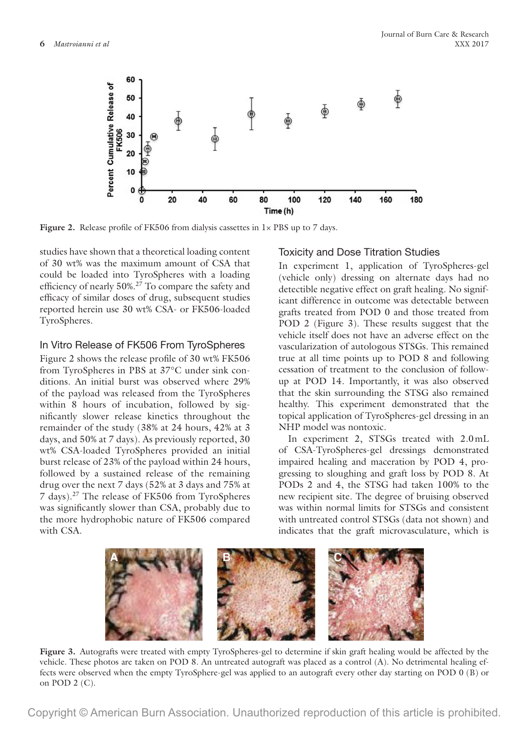Figure 2. Release profile of FK506 from dialysis cassettes in 1× PBS up to 7 days.

studies have shown that a theoretical loading content of 30 wt% was the maximum amount of CSA that could be loaded into TyroSpheres with a loading efficiency of nearly 50%.[27] To compare the safety and efficacy of similar doses of drug, subsequent studies reported herein use 30 wt% CSA- or FK506-loaded TyroSpheres.

## In Vitro Release of FK506 From TyroSpheres

Figure 2 shows the release profile of 30 wt% FK506 from TyroSpheres in PBS at 37°C under sink conditions. An initial burst was observed where 29% of the payload was released from the TyroSpheres within 8 hours of incubation, followed by significantly slower release kinetics throughout the remainder of the study (38% at 24 hours, 42% at 3 days, and 50% at 7 days). As previously reported, 30 wt% CSA-loaded TyroSpheres provided an initial burst release of 23% of the payload within 24 hours, followed by a sustained release of the remaining drug over the next 7 days (52% at 3 days and 75% at 7 days).[27] The release of FK506 from TyroSpheres was significantly slower than CSA, probably due to the more hydrophobic nature of FK506 compared with CSA.

## Toxicity and Dose Titration Studies

In experiment 1, application of TyroSpheres-gel (vehicle only) dressing on alternate days had no detectible negative effect on graft healing. No significant difference in outcome was detectable between grafts treated from POD 0 and those treated from POD 2 (Figure 3). These results suggest that the vehicle itself does not have an adverse effect on the vascularization of autologous STSGs. This remained true at all time points up to POD 8 and following cessation of treatment to the conclusion of follow-up at POD 14. Importantly, it was also observed that the skin surrounding the STSG also remained healthy. This experiment demonstrated that the topical application of TyroSpheres-gel dressing in an NHP model was nontoxic.

In experiment 2, STSGs treated with 2.0 mL of CSA-TyroSpheres-gel dressings demonstrated impaired healing and maceration by POD 4, progressing to sloughing and graft loss by POD 8. At PODs 2 and 4, the STSG had taken 100% to the new recipient site. The degree of bruising observed was within normal limits for STSGs and consistent with untreated control STSGs (data not shown) and indicates that the graft microvasculature, which is

Figure 3. Autografts were treated with empty TyroSpheres-gel to determine if skin graft healing would be affected by the vehicle. These photos are taken on POD 8. An untreated autograft was placed as a control (A). No detrimental healing effects were observed when the empty TyroSphere-gel was applied to an autograft every other day starting on POD 0 (B) or on POD 2 (C).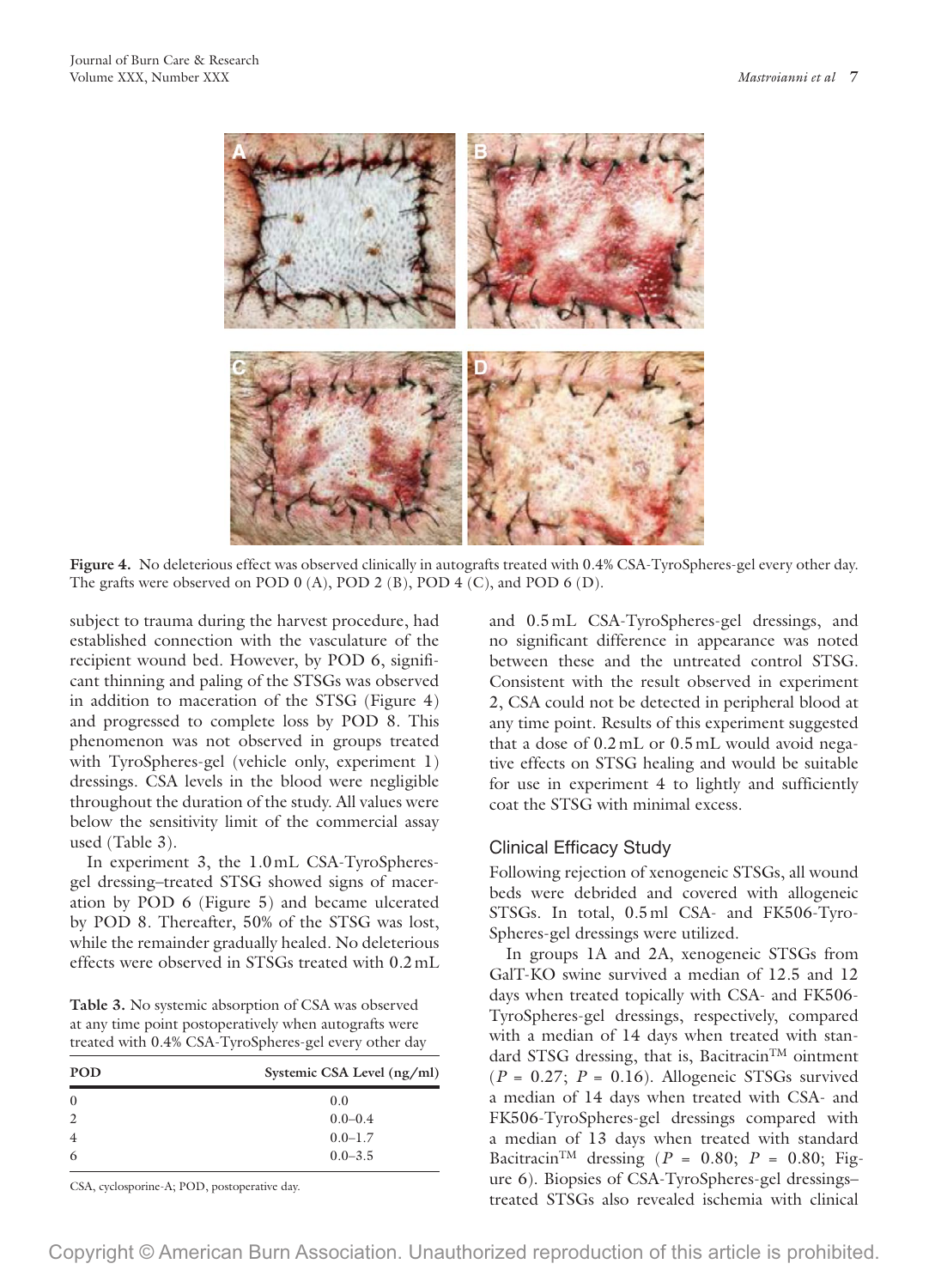Figure 4. No deleterious effect was observed clinically in autografts treated with 0.4% CSA-TyroSpheres-gel every other day. The grafts were observed on POD 0 (A), POD 2 (B), POD 4 (C), and POD 6 (D).

subject to trauma during the harvest procedure, had established connection with the vasculature of the recipient wound bed. However, by POD 6, significant thinning and paling of the STSGs was observed in addition to maceration of the STSG (Figure 4) and progressed to complete loss by POD 8. This phenomenon was not observed in groups treated with TyroSpheres-gel (vehicle only, experiment 1) dressings. CSA levels in the blood were negligible throughout the duration of the study. All values were below the sensitivity limit of the commercial assay used (Table 3).

In experiment 3, the 1.0 mL CSA-TyroSpheres-gel dressing–treated STSG showed signs of maceration by POD 6 (Figure 5) and became ulcerated by POD 8. Thereafter, 50% of the STSG was lost, while the remainder gradually healed. No deleterious effects were observed in STSGs treated with 0.2 mL and 0.5 mL CSA-TyroSpheres-gel dressings, and no significant difference in appearance was noted between these and the untreated control STSG. Consistent with the result observed in experiment 2, CSA could not be detected in peripheral blood at any time point. Results of this experiment suggested that a dose of 0.2 mL or 0.5 mL would avoid negative effects on STSG healing and would be suitable for use in experiment 4 to lightly and sufficiently coat the STSG with minimal excess.

**Table 3.** No systemic absorption of CSA was observed at any time point postoperatively when autografts were treated with 0.4% CSA-TyroSpheres-gel every other day

| POD | Systemic CSA Level (ng/ml) |
|---|---|
| 0 | 0.0 |
| 2 | 0.0–0.4 |
| 4 | 0.0–1.7 |
| 6 | 0.0–3.5 |

CSA, cyclosporine-A; POD, postoperative day.

## Clinical Efficacy Study

Following rejection of xenogeneic STSGs, all wound beds were debrided and covered with allogeneic STSGs. In total, 0.5 ml CSA- and FK506-TyroSpheres-gel dressings were utilized.

In groups 1A and 2A, xenogeneic STSGs from GalT-KO swine survived a median of 12.5 and 12 days when treated topically with CSA- and FK506-TyroSpheres-gel dressings, respectively, compared with a median of 14 days when treated with standard STSG dressing, that is, Bacitracin™ ointment ($P$ = 0.27; $P$ = 0.16). Allogeneic STSGs survived a median of 14 days when treated with CSA- and FK506-TyroSpheres-gel dressings compared with a median of 13 days when treated with standard Bacitracin™ dressing ($P$ = 0.80; $P$ = 0.80; Figure 6). Biopsies of CSA-TyroSpheres-gel dressings–treated STSGs also revealed ischemia with clinical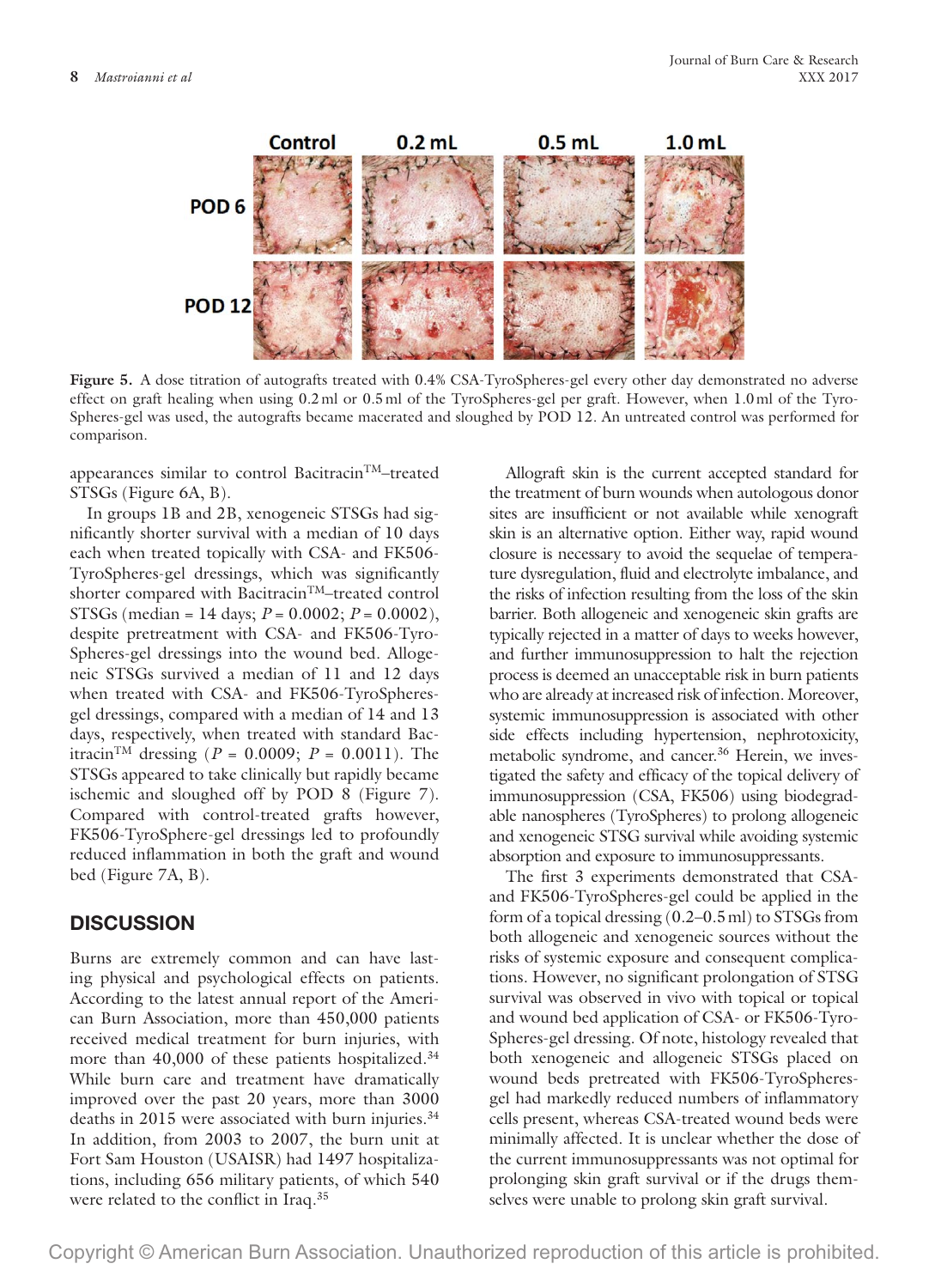Figure 5. A dose titration of autografts treated with 0.4% CSA-TyroSpheres-gel every other day demonstrated no adverse effect on graft healing when using 0.2 ml or 0.5 ml of the TyroSpheres-gel per graft. However, when 1.0 ml of the TyroSpheres-gel was used, the autografts became macerated and sloughed by POD 12. An untreated control was performed for comparison.

appearances similar to control Bacitracin™–treated STSGs (Figure 6A, B).

In groups 1B and 2B, xenogeneic STSGs had significantly shorter survival with a median of 10 days each when treated topically with CSA- and FK506-TyroSpheres-gel dressings, which was significantly shorter compared with Bacitracin™–treated control STSGs (median = 14 days; $P = 0.0002$; $P = 0.0002$), despite pretreatment with CSA- and FK506-TyroSpheres-gel dressings into the wound bed. Allogeneic STSGs survived a median of 11 and 12 days when treated with CSA- and FK506-TyroSpheres-gel dressings, compared with a median of 14 and 13 days, respectively, when treated with standard Bacitracin™ dressing ($P = 0.0009$; $P = 0.0011$). The STSGs appeared to take clinically but rapidly became ischemic and sloughed off by POD 8 (Figure 7). Compared with control-treated grafts however, FK506-TyroSphere-gel dressings led to profoundly reduced inflammation in both the graft and wound bed (Figure 7A, B).

## DISCUSSION

Burns are extremely common and can have lasting physical and psychological effects on patients. According to the latest annual report of the American Burn Association, more than 450,000 patients received medical treatment for burn injuries, with more than 40,000 of these patients hospitalized.[34] While burn care and treatment have dramatically improved over the past 20 years, more than 3000 deaths in 2015 were associated with burn injuries.[34] In addition, from 2003 to 2007, the burn unit at Fort Sam Houston (USAISR) had 1497 hospitalizations, including 656 military patients, of which 540 were related to the conflict in Iraq.[35]

Allograft skin is the current accepted standard for the treatment of burn wounds when autologous donor sites are insufficient or not available while xenograft skin is an alternative option. Either way, rapid wound closure is necessary to avoid the sequelae of temperature dysregulation, fluid and electrolyte imbalance, and the risks of infection resulting from the loss of the skin barrier. Both allogeneic and xenogeneic skin grafts are typically rejected in a matter of days to weeks however, and further immunosuppression to halt the rejection process is deemed an unacceptable risk in burn patients who are already at increased risk of infection. Moreover, systemic immunosuppression is associated with other side effects including hypertension, nephrotoxicity, metabolic syndrome, and cancer.[36] Herein, we investigated the safety and efficacy of the topical delivery of immunosuppression (CSA, FK506) using biodegradable nanospheres (TyroSpheres) to prolong allogeneic and xenogeneic STSG survival while avoiding systemic absorption and exposure to immunosuppressants.

The first 3 experiments demonstrated that CSA- and FK506-TyroSpheres-gel could be applied in the form of a topical dressing (0.2–0.5 ml) to STSGs from both allogeneic and xenogeneic sources without the risks of systemic exposure and consequent complications. However, no significant prolongation of STSG survival was observed in vivo with topical or topical and wound bed application of CSA- or FK506-TyroSpheres-gel dressing. Of note, histology revealed that both xenogeneic and allogeneic STSGs placed on wound beds pretreated with FK506-TyroSpheres-gel had markedly reduced numbers of inflammatory cells present, whereas CSA-treated wound beds were minimally affected. It is unclear whether the dose of the current immunosuppressants was not optimal for prolonging skin graft survival or if the drugs themselves were unable to prolong skin graft survival.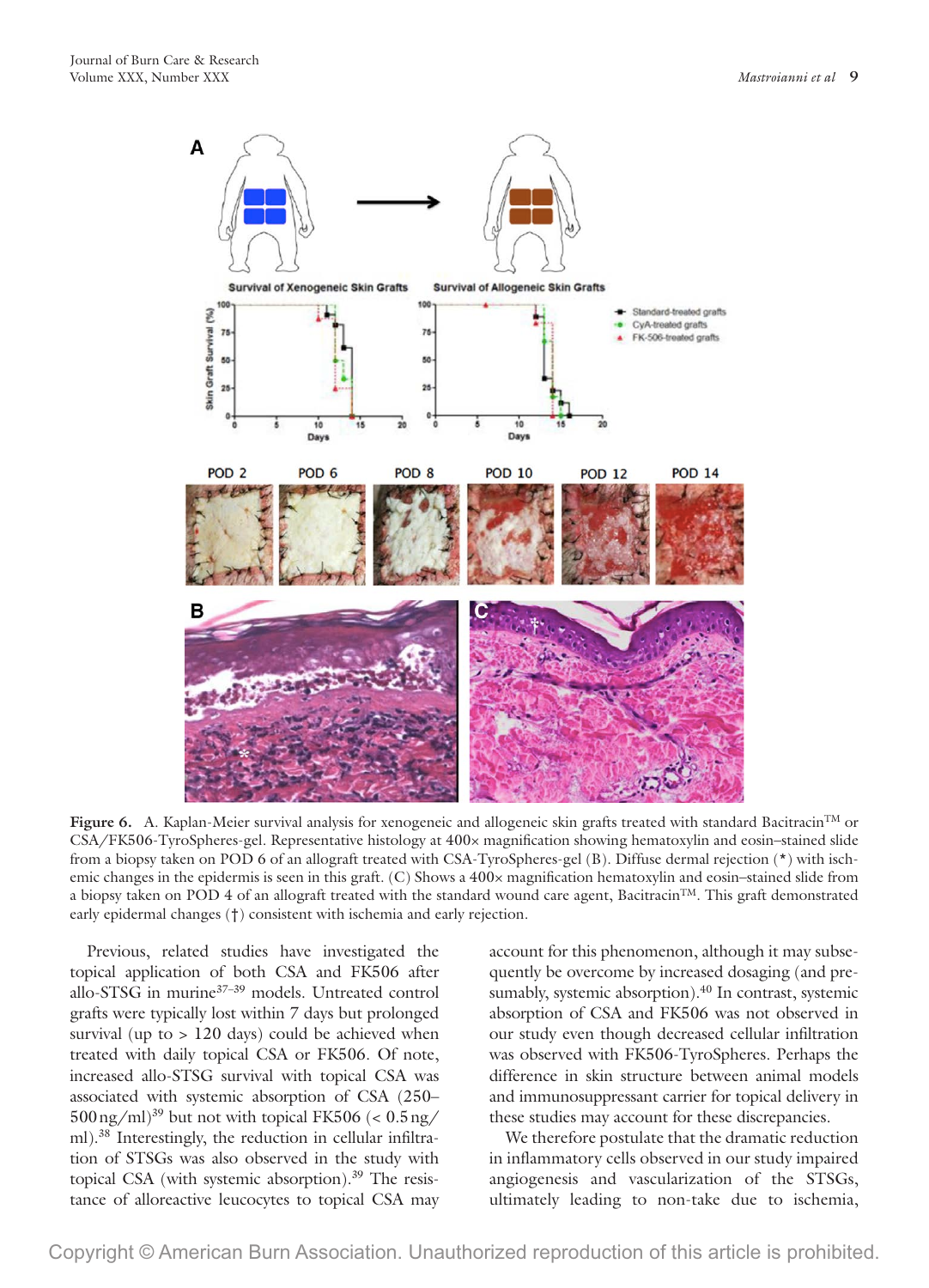**Figure 6.** A. Kaplan-Meier survival analysis for xenogeneic and allogeneic skin grafts treated with standard Bacitracin™ or CSA/FK506-TyroSpheres-gel. Representative histology at 400× magnification showing hematoxylin and eosin–stained slide from a biopsy taken on POD 6 of an allograft treated with CSA-TyroSpheres-gel (B). Diffuse dermal rejection (*) with ischemic changes in the epidermis is seen in this graft. (C) Shows a 400× magnification hematoxylin and eosin–stained slide from a biopsy taken on POD 4 of an allograft treated with the standard wound care agent, Bacitracin™. This graft demonstrated early epidermal changes (†) consistent with ischemia and early rejection.

Previous, related studies have investigated the topical application of both CSA and FK506 after allo-STSG in murine[37–39] models. Untreated control grafts were typically lost within 7 days but prolonged survival (up to > 120 days) could be achieved when treated with daily topical CSA or FK506. Of note, increased allo-STSG survival with topical CSA was associated with systemic absorption of CSA (250–500 ng/ml)[39] but not with topical FK506 (< 0.5 ng/ml).[38] Interestingly, the reduction in cellular infiltration of STSGs was also observed in the study with topical CSA (with systemic absorption).[39] The resistance of alloreactive leucocytes to topical CSA may account for this phenomenon, although it may subsequently be overcome by increased dosaging (and presumably, systemic absorption).[40] In contrast, systemic absorption of CSA and FK506 was not observed in our study even though decreased cellular infiltration was observed with FK506-TyroSpheres. Perhaps the difference in skin structure between animal models and immunosuppressant carrier for topical delivery in these studies may account for these discrepancies.

We therefore postulate that the dramatic reduction in inflammatory cells observed in our study impaired angiogenesis and vascularization of the STSGs, ultimately leading to non-take due to ischemia,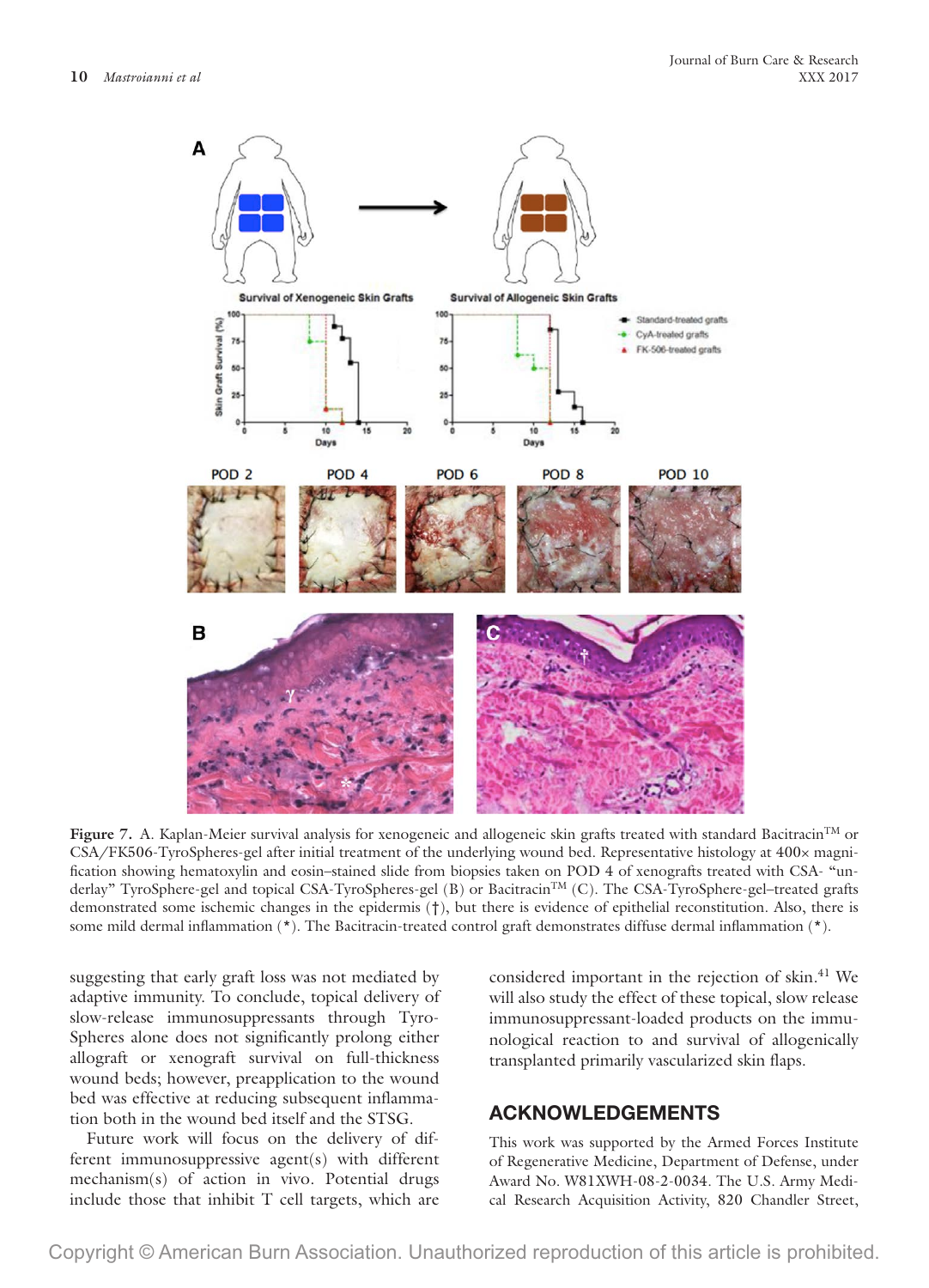Figure 7. A. Kaplan-Meier survival analysis for xenogeneic and allogeneic skin grafts treated with standard Bacitracin™ or CSA/FK506-TyroSpheres-gel after initial treatment of the underlying wound bed. Representative histology at 400× magnification showing hematoxylin and eosin–stained slide from biopsies taken on POD 4 of xenografts treated with CSA- "underlay" TyroSphere-gel and topical CSA-TyroSpheres-gel (B) or Bacitracin™ (C). The CSA-TyroSphere-gel–treated grafts demonstrated some ischemic changes in the epidermis (†), but there is evidence of epithelial reconstitution. Also, there is some mild dermal inflammation (*). The Bacitracin-treated control graft demonstrates diffuse dermal inflammation (*).

suggesting that early graft loss was not mediated by adaptive immunity. To conclude, topical delivery of slow-release immunosuppressants through TyroSpheres alone does not significantly prolong either allograft or xenograft survival on full-thickness wound beds; however, preapplication to the wound bed was effective at reducing subsequent inflammation both in the wound bed itself and the STSG.

Future work will focus on the delivery of different immunosuppressive agent(s) with different mechanism(s) of action in vivo. Potential drugs include those that inhibit T cell targets, which are considered important in the rejection of skin.[41] We will also study the effect of these topical, slow release immunosuppressant-loaded products on the immunological reaction to and survival of allogenically transplanted primarily vascularized skin flaps.

## ACKNOWLEDGEMENTS

This work was supported by the Armed Forces Institute of Regenerative Medicine, Department of Defense, under Award No. W81XWH-08-2-0034. The U.S. Army Medical Research Acquisition Activity, 820 Chandler Street,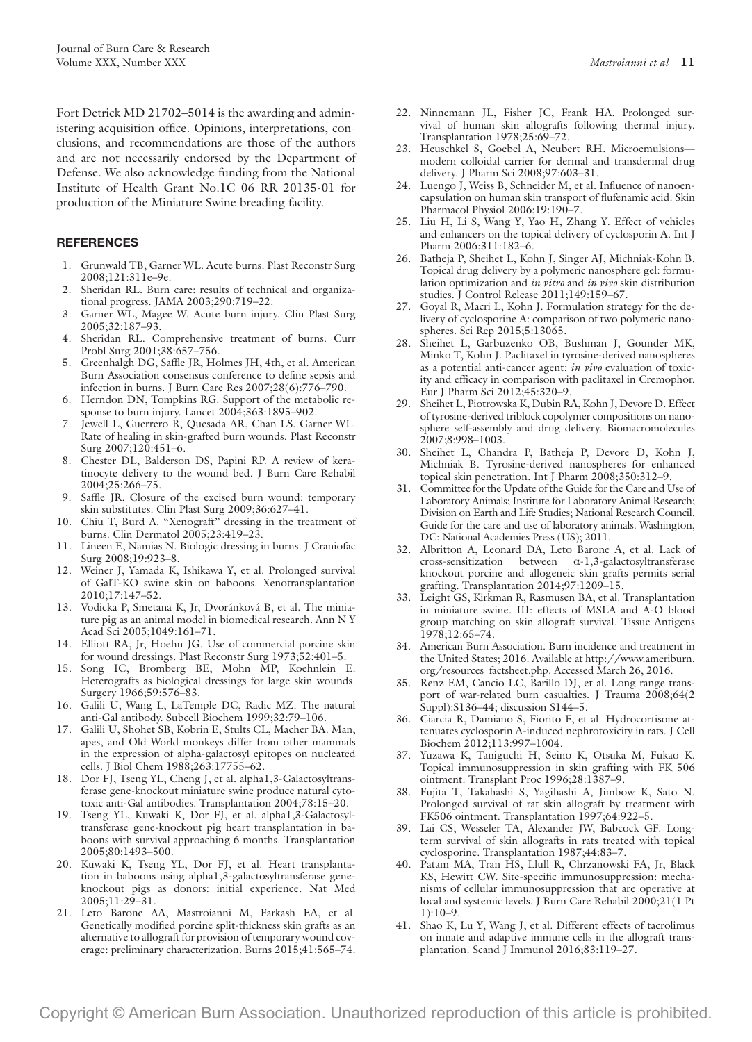Fort Detrick MD 21702–5014 is the awarding and administering acquisition office. Opinions, interpretations, conclusions, and recommendations are those of the authors and are not necessarily endorsed by the Department of Defense. We also acknowledge funding from the National Institute of Health Grant No.1C 06 RR 20135-01 for production of the Miniature Swine breading facility.

## REFERENCES

1. Grunwald TB, Garner WL. Acute burns. Plast Reconstr Surg 2008;121:311e–9e.
2. Sheridan RL. Burn care: results of technical and organizational progress. JAMA 2003;290:719–22.
3. Garner WL, Magee W. Acute burn injury. Clin Plast Surg 2005;32:187–93.
4. Sheridan RL. Comprehensive treatment of burns. Curr Probl Surg 2001;38:657–756.
5. Greenhalgh DG, Saffle JR, Holmes JH, 4th, et al. American Burn Association consensus conference to define sepsis and infection in burns. J Burn Care Res 2007;28(6):776–790.
6. Herndon DN, Tompkins RG. Support of the metabolic response to burn injury. Lancet 2004;363:1895–902.
7. Jewell L, Guerrero R, Quesada AR, Chan LS, Garner WL. Rate of healing in skin-grafted burn wounds. Plast Reconstr Surg 2007;120:451–6.
8. Chester DL, Balderson DS, Papini RP. A review of keratinocyte delivery to the wound bed. J Burn Care Rehabil 2004;25:266–75.
9. Saffle JR. Closure of the excised burn wound: temporary skin substitutes. Clin Plast Surg 2009;36:627–41.
10. Chiu T, Burd A. "Xenograft" dressing in the treatment of burns. Clin Dermatol 2005;23:419–23.
11. Lineen E, Namias N. Biologic dressing in burns. J Craniofac Surg 2008;19:923–8.
12. Weiner J, Yamada K, Ishikawa Y, et al. Prolonged survival of GalT-KO swine skin on baboons. Xenotransplantation 2010;17:147–52.
13. Vodicka P, Smetana K, Jr, Dvoránková B, et al. The miniature pig as an animal model in biomedical research. Ann N Y Acad Sci 2005;1049:161–71.
14. Elliott RA, Jr, Hoehn JG. Use of commercial porcine skin for wound dressings. Plast Reconstr Surg 1973;52:401–5.
15. Song IC, Bromberg BE, Mohn MP, Koehnlein E. Heterografts as biological dressings for large skin wounds. Surgery 1966;59:576–83.
16. Galili U, Wang L, LaTemple DC, Radic MZ. The natural anti-Gal antibody. Subcell Biochem 1999;32:79–106.
17. Galili U, Shohet SB, Kobrin E, Stults CL, Macher BA. Man, apes, and Old World monkeys differ from other mammals in the expression of alpha-galactosyl epitopes on nucleated cells. J Biol Chem 1988;263:17755–62.
18. Dor FJ, Tseng YL, Cheng J, et al. alpha1,3-Galactosyltransferase gene-knockout miniature swine produce natural cytotoxic anti-Gal antibodies. Transplantation 2004;78:15–20.
19. Tseng YL, Kuwaki K, Dor FJ, et al. alpha1,3-Galactosyltransferase gene-knockout pig heart transplantation in baboons with survival approaching 6 months. Transplantation 2005;80:1493–500.
20. Kuwaki K, Tseng YL, Dor FJ, et al. Heart transplantation in baboons using alpha1,3-galactosyltransferase gene-knockout pigs as donors: initial experience. Nat Med 2005;11:29–31.
21. Leto Barone AA, Mastroianni M, Farkash EA, et al. Genetically modified porcine split-thickness skin grafts as an alternative to allograft for provision of temporary wound coverage: preliminary characterization. Burns 2015;41:565–74.
22. Ninnemann JL, Fisher JC, Frank HA. Prolonged survival of human skin allografts following thermal injury. Transplantation 1978;25:69–72.
23. Heuschkel S, Goebel A, Neubert RH. Microemulsions—modern colloidal carrier for dermal and transdermal drug delivery. J Pharm Sci 2008;97:603–31.
24. Luengo J, Weiss B, Schneider M, et al. Influence of nanoencapsulation on human skin transport of flufenamic acid. Skin Pharmacol Physiol 2006;19:190–7.
25. Liu H, Li S, Wang Y, Yao H, Zhang Y. Effect of vehicles and enhancers on the topical delivery of cyclosporin A. Int J Pharm 2006;311:182–6.
26. Batheja P, Sheihet L, Kohn J, Singer AJ, Michniak-Kohn B. Topical drug delivery by a polymeric nanosphere gel: formulation optimization and *in vitro* and *in vivo* skin distribution studies. J Control Release 2011;149:159–67.
27. Goyal R, Macri L, Kohn J. Formulation strategy for the delivery of cyclosporine A: comparison of two polymeric nanospheres. Sci Rep 2015;5:13065.
28. Sheihet L, Garbuzenko OB, Bushman J, Gounder MK, Minko T, Kohn J. Paclitaxel in tyrosine-derived nanospheres as a potential anti-cancer agent: *in vivo* evaluation of toxicity and efficacy in comparison with paclitaxel in Cremophor. Eur J Pharm Sci 2012;45:320–9.
29. Sheihet L, Piotrowska K, Dubin RA, Kohn J, Devore D. Effect of tyrosine-derived triblock copolymer compositions on nanosphere self-assembly and drug delivery. Biomacromolecules 2007;8:998–1003.
30. Sheihet L, Chandra P, Batheja P, Devore D, Kohn J, Michniak B. Tyrosine-derived nanospheres for enhanced topical skin penetration. Int J Pharm 2008;350:312–9.
31. Committee for the Update of the Guide for the Care and Use of Laboratory Animals; Institute for Laboratory Animal Research; Division on Earth and Life Studies; National Research Council. Guide for the care and use of laboratory animals. Washington, DC: National Academies Press (US); 2011.
32. Albritton A, Leonard DA, Leto Barone A, et al. Lack of cross-sensitization between α-1,3-galactosyltransferase knockout porcine and allogeneic skin grafts permits serial grafting. Transplantation 2014;97:1209–15.
33. Leight GS, Kirkman R, Rasmusen BA, et al. Transplantation in miniature swine. III: effects of MSLA and A-O blood group matching on skin allograft survival. Tissue Antigens 1978;12:65–74.
34. American Burn Association. Burn incidence and treatment in the United States; 2016. Available at http://www.ameriburn.org/resources_factsheet.php. Accessed March 26, 2016.
35. Renz EM, Cancio LC, Barillo DJ, et al. Long range transport of war-related burn casualties. J Trauma 2008;64(2 Suppl):S136–44; discussion S144–5.
36. Ciarcia R, Damiano S, Fiorito F, et al. Hydrocortisone attenuates cyclosporin A-induced nephrotoxicity in rats. J Cell Biochem 2012;113:997–1004.
37. Yuzawa K, Taniguchi H, Seino K, Otsuka M, Fukao K. Topical immunosuppression in skin grafting with FK 506 ointment. Transplant Proc 1996;28:1387–9.
38. Fujita T, Takahashi S, Yagihashi A, Jimbow K, Sato N. Prolonged survival of rat skin allograft by treatment with FK506 ointment. Transplantation 1997;64:922–5.
39. Lai CS, Wesseler TA, Alexander JW, Babcock GF. Long-term survival of skin allografts in rats treated with topical cyclosporine. Transplantation 1987;44:83–7.
40. Patam MA, Tran HS, Llull R, Chrzanowski FA, Jr, Black KS, Hewitt CW. Site-specific immunosuppression: mechanisms of cellular immunosuppression that are operative at local and systemic levels. J Burn Care Rehabil 2000;21(1 Pt 1):10–9.
41. Shao K, Lu Y, Wang J, et al. Different effects of tacrolimus on innate and adaptive immune cells in the allograft transplantation. Scand J Immunol 2016;83:119–27.